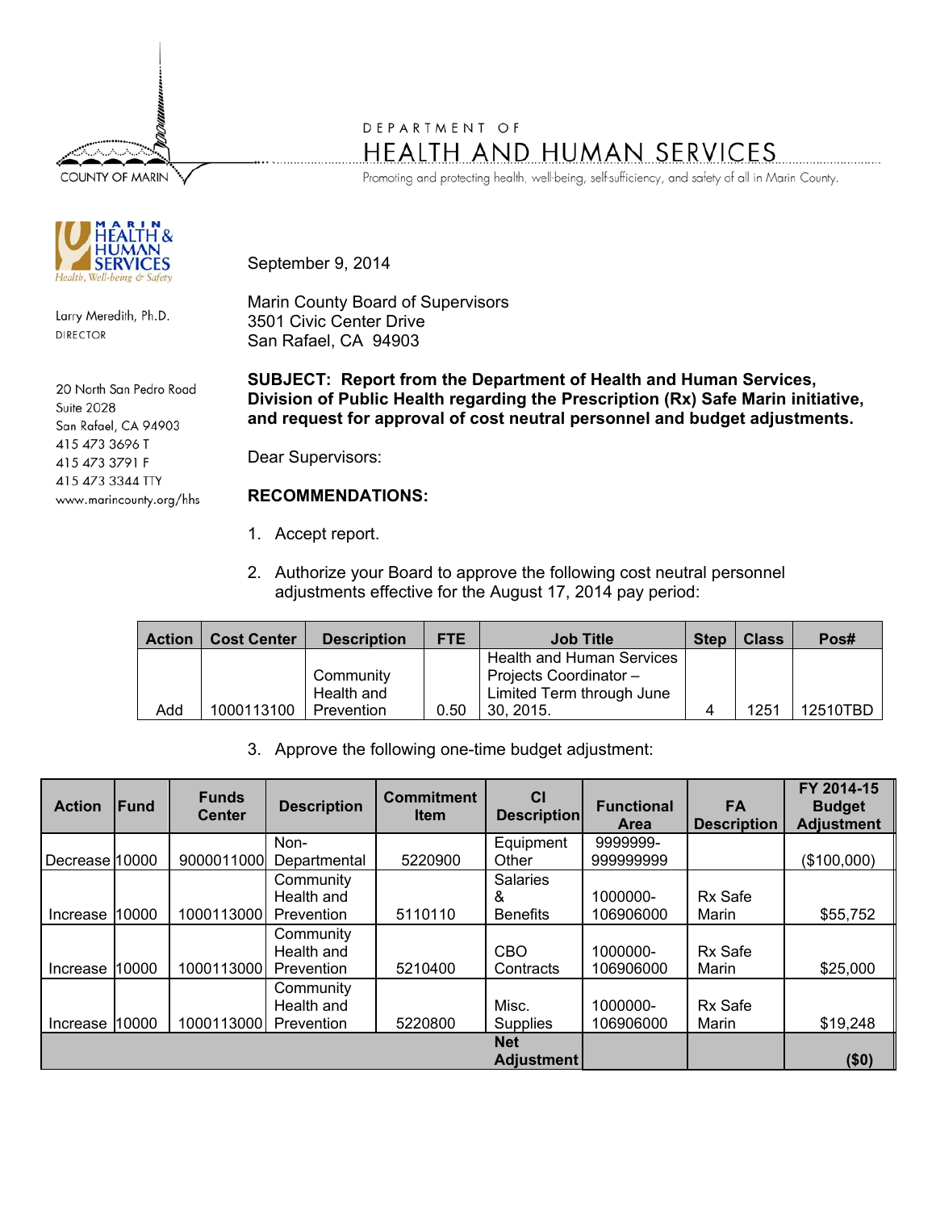COUNTY OF MARIN

DEPARTMENT OF

HEALTH AND HUMAN SERVICES

Promoting and protecting health, well-being, self-sufficiency, and safety of all in Marin County.

MARIN HEALTH & HUMAN SERVICES
Health, Well-being & Safety

Larry Meredith, Ph.D.
DIRECTOR

20 North San Pedro Road
Suite 2028
San Rafael, CA 94903
415 473 3696 T
415 473 3791 F
415 473 3344 TTY
www.marincounty.org/hhs

September 9, 2014

Marin County Board of Supervisors
3501 Civic Center Drive
San Rafael, CA 94903

**SUBJECT: Report from the Department of Health and Human Services, Division of Public Health regarding the Prescription (Rx) Safe Marin initiative, and request for approval of cost neutral personnel and budget adjustments.**

Dear Supervisors:

**RECOMMENDATIONS:**

1. Accept report.

2. Authorize your Board to approve the following cost neutral personnel adjustments effective for the August 17, 2014 pay period:

| Action | Cost Center | Description | FTE | Job Title | Step | Class | Pos# |
|---|---|---|---|---|---|---|---|
| Add | 1000113100 | Community Health and Prevention | 0.50 | Health and Human Services Projects Coordinator – Limited Term through June 30, 2015. | 4 | 1251 | 12510TBD |

3. Approve the following one-time budget adjustment:

| Action | Fund | Funds Center | Description | Commitment Item | CI Description | Functional Area | FA Description | FY 2014-15 Budget Adjustment |
|---|---|---|---|---|---|---|---|---|
| Decrease | 10000 | 9000011000 | Non-Departmental | 5220900 | Equipment Other | 9999999-999999999 | | ($100,000) |
| Increase | 10000 | 1000113000 | Community Health and Prevention | 5110110 | Salaries & Benefits | 1000000-106906000 | Rx Safe Marin | $55,752 |
| Increase | 10000 | 1000113000 | Community Health and Prevention | 5210400 | CBO Contracts | 1000000-106906000 | Rx Safe Marin | $25,000 |
| Increase | 10000 | 1000113000 | Community Health and Prevention | 5220800 | Misc. Supplies | 1000000-106906000 | Rx Safe Marin | $19,248 |
| | | | | | **Net Adjustment** | | | **($0)** |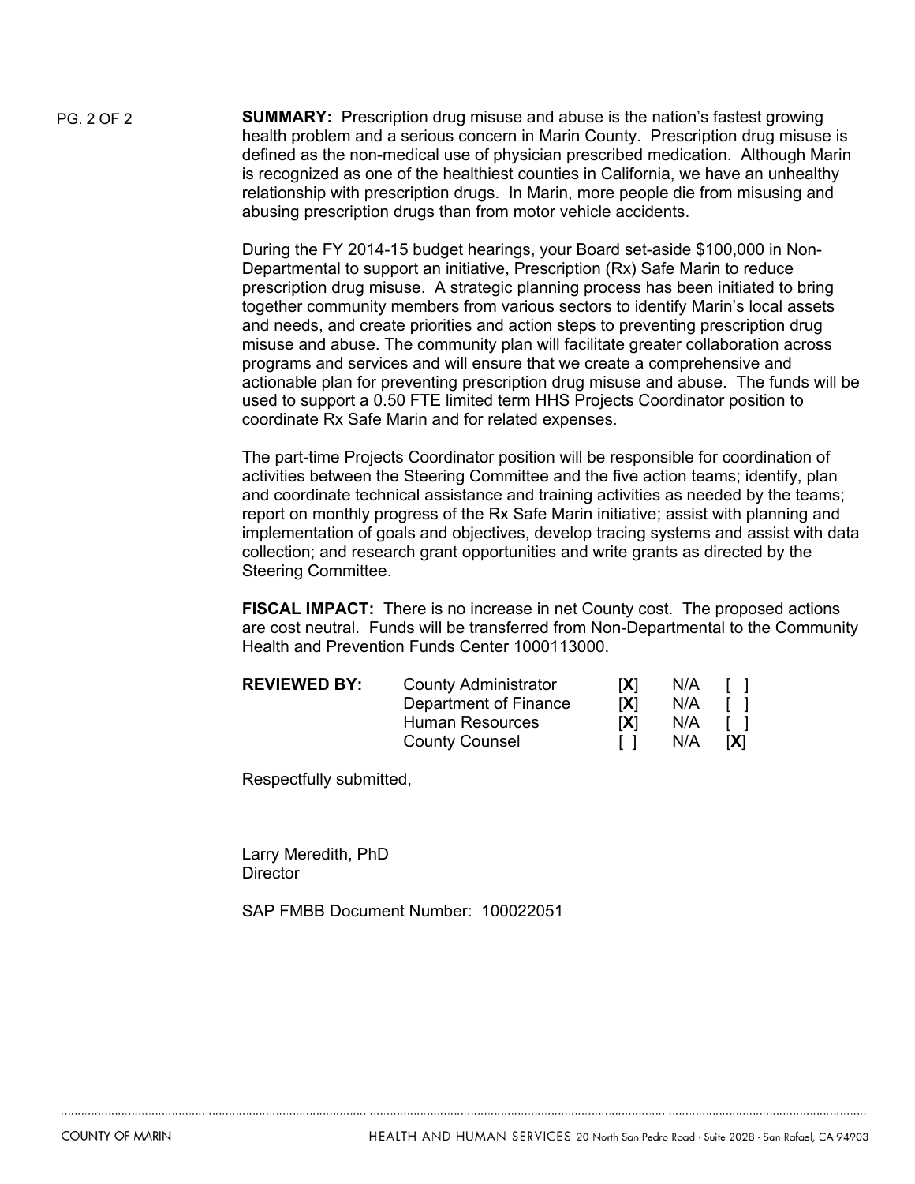**SUMMARY:** Prescription drug misuse and abuse is the nation's fastest growing health problem and a serious concern in Marin County. Prescription drug misuse is defined as the non-medical use of physician prescribed medication. Although Marin is recognized as one of the healthiest counties in California, we have an unhealthy relationship with prescription drugs. In Marin, more people die from misusing and abusing prescription drugs than from motor vehicle accidents.

During the FY 2014-15 budget hearings, your Board set-aside $100,000 in Non-Departmental to support an initiative, Prescription (Rx) Safe Marin to reduce prescription drug misuse. A strategic planning process has been initiated to bring together community members from various sectors to identify Marin's local assets and needs, and create priorities and action steps to preventing prescription drug misuse and abuse. The community plan will facilitate greater collaboration across programs and services and will ensure that we create a comprehensive and actionable plan for preventing prescription drug misuse and abuse. The funds will be used to support a 0.50 FTE limited term HHS Projects Coordinator position to coordinate Rx Safe Marin and for related expenses.

The part-time Projects Coordinator position will be responsible for coordination of activities between the Steering Committee and the five action teams; identify, plan and coordinate technical assistance and training activities as needed by the teams; report on monthly progress of the Rx Safe Marin initiative; assist with planning and implementation of goals and objectives, develop tracing systems and assist with data collection; and research grant opportunities and write grants as directed by the Steering Committee.

**FISCAL IMPACT:** There is no increase in net County cost. The proposed actions are cost neutral. Funds will be transferred from Non-Departmental to the Community Health and Prevention Funds Center 1000113000.

| | | | | |
|---|---|---|---|---|
| **REVIEWED BY:** | County Administrator | [**X**] | N/A | [ ] |
| | Department of Finance | [**X**] | N/A | [ ] |
| | Human Resources | [**X**] | N/A | [ ] |
| | County Counsel | [ ] | N/A | [**X**] |

Respectfully submitted,

Larry Meredith, PhD
Director

SAP FMBB Document Number: 100022051

COUNTY OF MARIN

HEALTH AND HUMAN SERVICES 20 North San Pedro Road · Suite 2028 · San Rafael, CA 94903